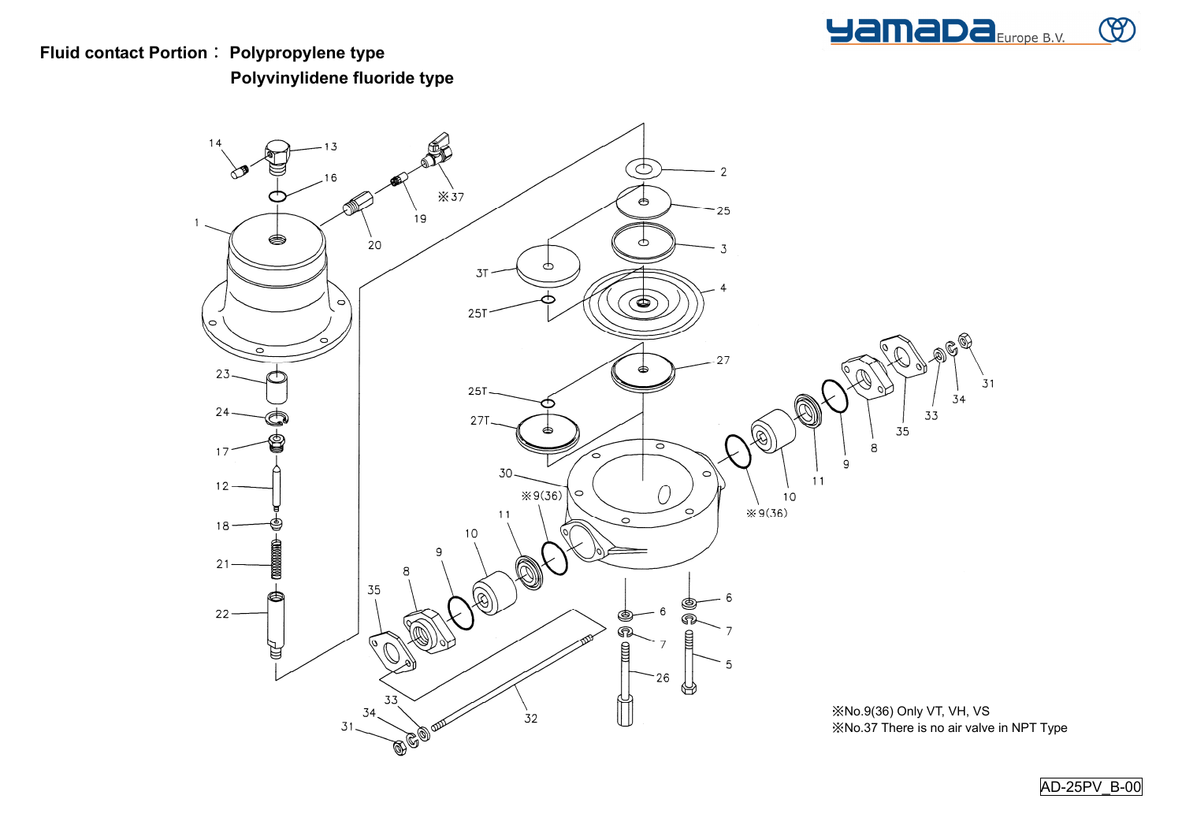**Fluid contact Portion： Polypropylene type**

**Polyvinylidene fluoride type**

※No.9(36) Only VT, VH, VS

※No.37 There is no air valve in NPT Type

AD-25PV_B-00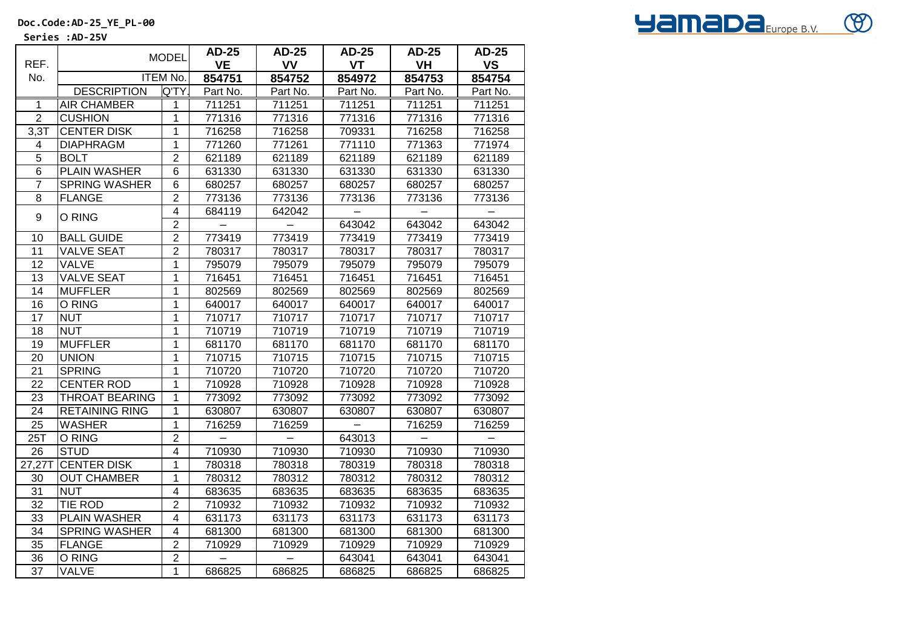Doc.Code:AD-25_YE_PL-00

Series :AD-25V

| REF. No. | MODEL | | AD-25 VE | AD-25 VV | AD-25 VT | AD-25 VH | AD-25 VS |
|---|---|---|---|---|---|---|---|
| | ITEM No. | | 854751 | 854752 | 854972 | 854753 | 854754 |
| | DESCRIPTION | Q'TY. | Part No. | Part No. | Part No. | Part No. | Part No. |
| 1 | AIR CHAMBER | 1 | 711251 | 711251 | 711251 | 711251 | 711251 |
| 2 | CUSHION | 1 | 771316 | 771316 | 771316 | 771316 | 771316 |
| 3,3T | CENTER DISK | 1 | 716258 | 716258 | 709331 | 716258 | 716258 |
| 4 | DIAPHRAGM | 1 | 771260 | 771261 | 771110 | 771363 | 771974 |
| 5 | BOLT | 2 | 621189 | 621189 | 621189 | 621189 | 621189 |
| 6 | PLAIN WASHER | 6 | 631330 | 631330 | 631330 | 631330 | 631330 |
| 7 | SPRING WASHER | 6 | 680257 | 680257 | 680257 | 680257 | 680257 |
| 8 | FLANGE | 2 | 773136 | 773136 | 773136 | 773136 | 773136 |
| 9 | O RING | 4 | 684119 | 642042 | – | – | – |
| | | 2 | – | – | 643042 | 643042 | 643042 |
| 10 | BALL GUIDE | 2 | 773419 | 773419 | 773419 | 773419 | 773419 |
| 11 | VALVE SEAT | 2 | 780317 | 780317 | 780317 | 780317 | 780317 |
| 12 | VALVE | 1 | 795079 | 795079 | 795079 | 795079 | 795079 |
| 13 | VALVE SEAT | 1 | 716451 | 716451 | 716451 | 716451 | 716451 |
| 14 | MUFFLER | 1 | 802569 | 802569 | 802569 | 802569 | 802569 |
| 16 | O RING | 1 | 640017 | 640017 | 640017 | 640017 | 640017 |
| 17 | NUT | 1 | 710717 | 710717 | 710717 | 710717 | 710717 |
| 18 | NUT | 1 | 710719 | 710719 | 710719 | 710719 | 710719 |
| 19 | MUFFLER | 1 | 681170 | 681170 | 681170 | 681170 | 681170 |
| 20 | UNION | 1 | 710715 | 710715 | 710715 | 710715 | 710715 |
| 21 | SPRING | 1 | 710720 | 710720 | 710720 | 710720 | 710720 |
| 22 | CENTER ROD | 1 | 710928 | 710928 | 710928 | 710928 | 710928 |
| 23 | THROAT BEARING | 1 | 773092 | 773092 | 773092 | 773092 | 773092 |
| 24 | RETAINING RING | 1 | 630807 | 630807 | 630807 | 630807 | 630807 |
| 25 | WASHER | 1 | 716259 | 716259 | – | 716259 | 716259 |
| 25T | O RING | 2 | – | – | 643013 | – | – |
| 26 | STUD | 4 | 710930 | 710930 | 710930 | 710930 | 710930 |
| 27,27T | CENTER DISK | 1 | 780318 | 780318 | 780319 | 780318 | 780318 |
| 30 | OUT CHAMBER | 1 | 780312 | 780312 | 780312 | 780312 | 780312 |
| 31 | NUT | 4 | 683635 | 683635 | 683635 | 683635 | 683635 |
| 32 | TIE ROD | 2 | 710932 | 710932 | 710932 | 710932 | 710932 |
| 33 | PLAIN WASHER | 4 | 631173 | 631173 | 631173 | 631173 | 631173 |
| 34 | SPRING WASHER | 4 | 681300 | 681300 | 681300 | 681300 | 681300 |
| 35 | FLANGE | 2 | 710929 | 710929 | 710929 | 710929 | 710929 |
| 36 | O RING | 2 | – | – | 643041 | 643041 | 643041 |
| 37 | VALVE | 1 | 686825 | 686825 | 686825 | 686825 | 686825 |